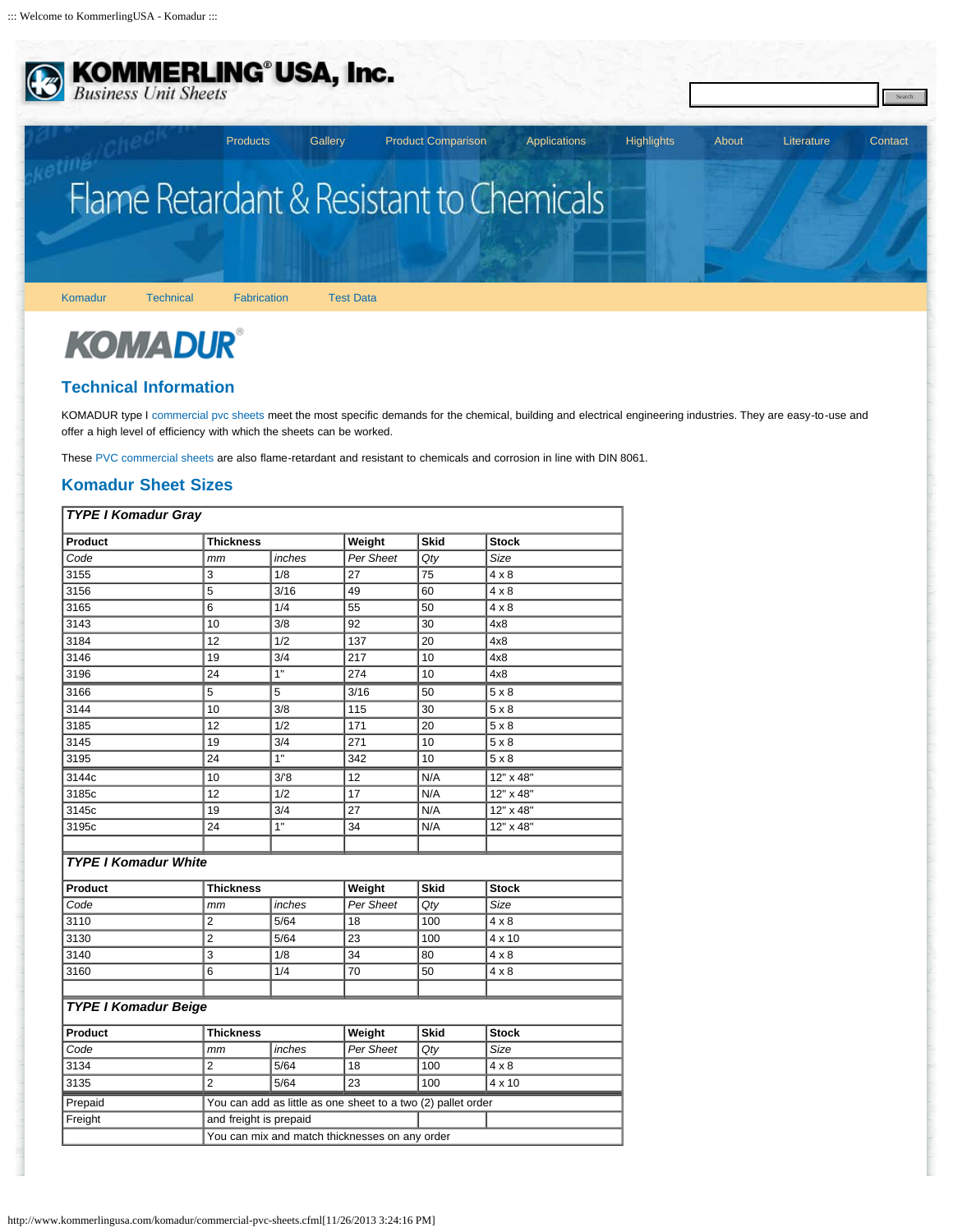::: Welcome to KommerlingUSA - Komadur :::

KOMMERLING® USA, Inc.
*Business Unit Sheets*

Search

Products | Gallery | Product Comparison | Applications | Highlights | About | Literature | Contact

# Flame Retardant & Resistant to Chemicals

Komadur | Technical | Fabrication | Test Data

**KOMADUR®**

## Technical Information

KOMADUR type I commercial pvc sheets meet the most specific demands for the chemical, building and electrical engineering industries. They are easy-to-use and offer a high level of efficiency with which the sheets can be worked.

These PVC commercial sheets are also flame-retardant and resistant to chemicals and corrosion in line with DIN 8061.

## Komadur Sheet Sizes

| ***TYPE I Komadur Gray*** | | | | | |
|---|---|---|---|---|---|
| **Product** | **Thickness** | | **Weight** | **Skid** | **Stock** |
| *Code* | *mm* | *inches* | *Per Sheet* | *Qty* | *Size* |
| 3155 | 3 | 1/8 | 27 | 75 | 4 x 8 |
| 3156 | 5 | 3/16 | 49 | 60 | 4 x 8 |
| 3165 | 6 | 1/4 | 55 | 50 | 4 x 8 |
| 3143 | 10 | 3/8 | 92 | 30 | 4x8 |
| 3184 | 12 | 1/2 | 137 | 20 | 4x8 |
| 3146 | 19 | 3/4 | 217 | 10 | 4x8 |
| 3196 | 24 | 1" | 274 | 10 | 4x8 |
| 3166 | 5 | 5 | 3/16 | 50 | 5 x 8 |
| 3144 | 10 | 3/8 | 115 | 30 | 5 x 8 |
| 3185 | 12 | 1/2 | 171 | 20 | 5 x 8 |
| 3145 | 19 | 3/4 | 271 | 10 | 5 x 8 |
| 3195 | 24 | 1" | 342 | 10 | 5 x 8 |
| 3144c | 10 | 3/'8 | 12 | N/A | 12" x 48" |
| 3185c | 12 | 1/2 | 17 | N/A | 12" x 48" |
| 3145c | 19 | 3/4 | 27 | N/A | 12" x 48" |
| 3195c | 24 | 1" | 34 | N/A | 12" x 48" |
| | | | | | |
| ***TYPE I Komadur White*** | | | | | |
| **Product** | **Thickness** | | **Weight** | **Skid** | **Stock** |
| *Code* | *mm* | *inches* | *Per Sheet* | *Qty* | *Size* |
| 3110 | 2 | 5/64 | 18 | 100 | 4 x 8 |
| 3130 | 2 | 5/64 | 23 | 100 | 4 x 10 |
| 3140 | 3 | 1/8 | 34 | 80 | 4 x 8 |
| 3160 | 6 | 1/4 | 70 | 50 | 4 x 8 |
| | | | | | |
| ***TYPE I Komadur Beige*** | | | | | |
| **Product** | **Thickness** | | **Weight** | **Skid** | **Stock** |
| *Code* | *mm* | *inches* | *Per Sheet* | *Qty* | *Size* |
| 3134 | 2 | 5/64 | 18 | 100 | 4 x 8 |
| 3135 | 2 | 5/64 | 23 | 100 | 4 x 10 |
| Prepaid | You can add as little as one sheet to a two (2) pallet order | | | | |
| Freight | and freight is prepaid | | | | |
| | You can mix and match thicknesses on any order | | | | |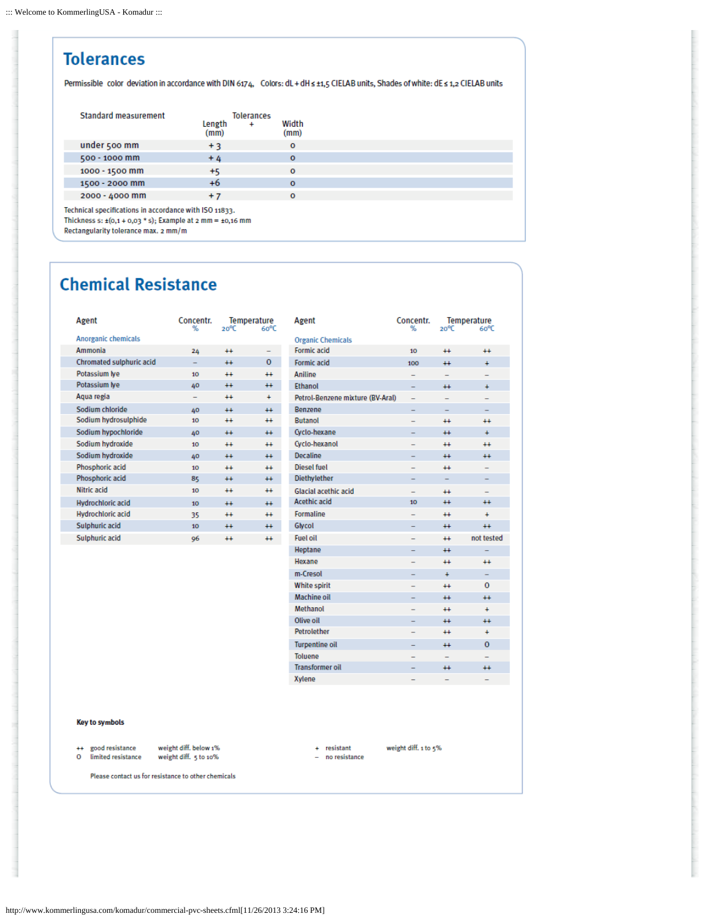## Tolerances

Permissible color deviation in accordance with DIN 6174, Colors: dL + dH ≤ ±1,5 CIELAB units, Shades of white: dE ≤ 1,2 CIELAB units

| Standard measurement | Tolerances + Length (mm) | Width (mm) |
|---|---|---|
| under 500 mm | + 3 | 0 |
| 500 - 1000 mm | + 4 | 0 |
| 1000 - 1500 mm | +5 | 0 |
| 1500 - 2000 mm | +6 | 0 |
| 2000 - 4000 mm | + 7 | 0 |

Technical specifications in accordance with ISO 11833.
Thickness s: ±(0,1 + 0,03 * s); Example at 2 mm = ±0,16 mm
Rectangularity tolerance max. 2 mm/m

## Chemical Resistance

| Agent | Concentr. % | Temperature 20°C | Temperature 60°C |
|---|---|---|---|
| *Anorganic chemicals* | | | |
| Ammonia | 24 | ++ | – |
| Chromated sulphuric acid | – | ++ | 0 |
| Potassium lye | 10 | ++ | ++ |
| Potassium lye | 40 | ++ | ++ |
| Aqua regia | – | ++ | + |
| Sodium chloride | 40 | ++ | ++ |
| Sodium hydrosulphide | 10 | ++ | ++ |
| Sodium hypochloride | 40 | ++ | ++ |
| Sodium hydroxide | 10 | ++ | ++ |
| Sodium hydroxide | 40 | ++ | ++ |
| Phosphoric acid | 10 | ++ | ++ |
| Phosphoric acid | 85 | ++ | ++ |
| Nitric acid | 10 | ++ | ++ |
| Hydrochloric acid | 10 | ++ | ++ |
| Hydrochloric acid | 35 | ++ | ++ |
| Sulphuric acid | 10 | ++ | ++ |
| Sulphuric acid | 96 | ++ | ++ |

| Agent | Concentr. % | Temperature 20°C | Temperature 60°C |
|---|---|---|---|
| *Organic Chemicals* | | | |
| Formic acid | 10 | ++ | ++ |
| Formic acid | 100 | ++ | + |
| Aniline | – | – | – |
| Ethanol | – | ++ | + |
| Petrol-Benzene mixture (BV-Aral) | – | – | – |
| Benzene | – | – | – |
| Butanol | – | ++ | ++ |
| Cyclo-hexane | – | ++ | + |
| Cyclo-hexanol | – | ++ | ++ |
| Decaline | – | ++ | ++ |
| Diesel fuel | – | ++ | – |
| Diethylether | – | – | – |
| Glacial acetic acid | – | ++ | – |
| Acethic acid | 10 | ++ | ++ |
| Formaline | – | ++ | + |
| Glycol | – | ++ | ++ |
| Fuel oil | – | ++ | not tested |
| Heptane | – | ++ | – |
| Hexane | – | ++ | ++ |
| m-Cresol | – | + | – |
| White spirit | – | ++ | 0 |
| Machine oil | – | ++ | ++ |
| Methanol | – | ++ | + |
| Olive oil | – | ++ | ++ |
| Petrolether | – | ++ | + |
| Turpentine oil | – | ++ | 0 |
| Toluene | – | – | – |
| Transformer oil | – | ++ | ++ |
| Xylene | – | – | – |

**Key to symbols**

| Symbol | Meaning | Weight difference |
|---|---|---|
| ++ | good resistance | weight diff. below 1% |
| + | resistant | weight diff. 1 to 5% |
| 0 | limited resistance | weight diff. 5 to 10% |
| – | no resistance | |

Please contact us for resistance to other chemicals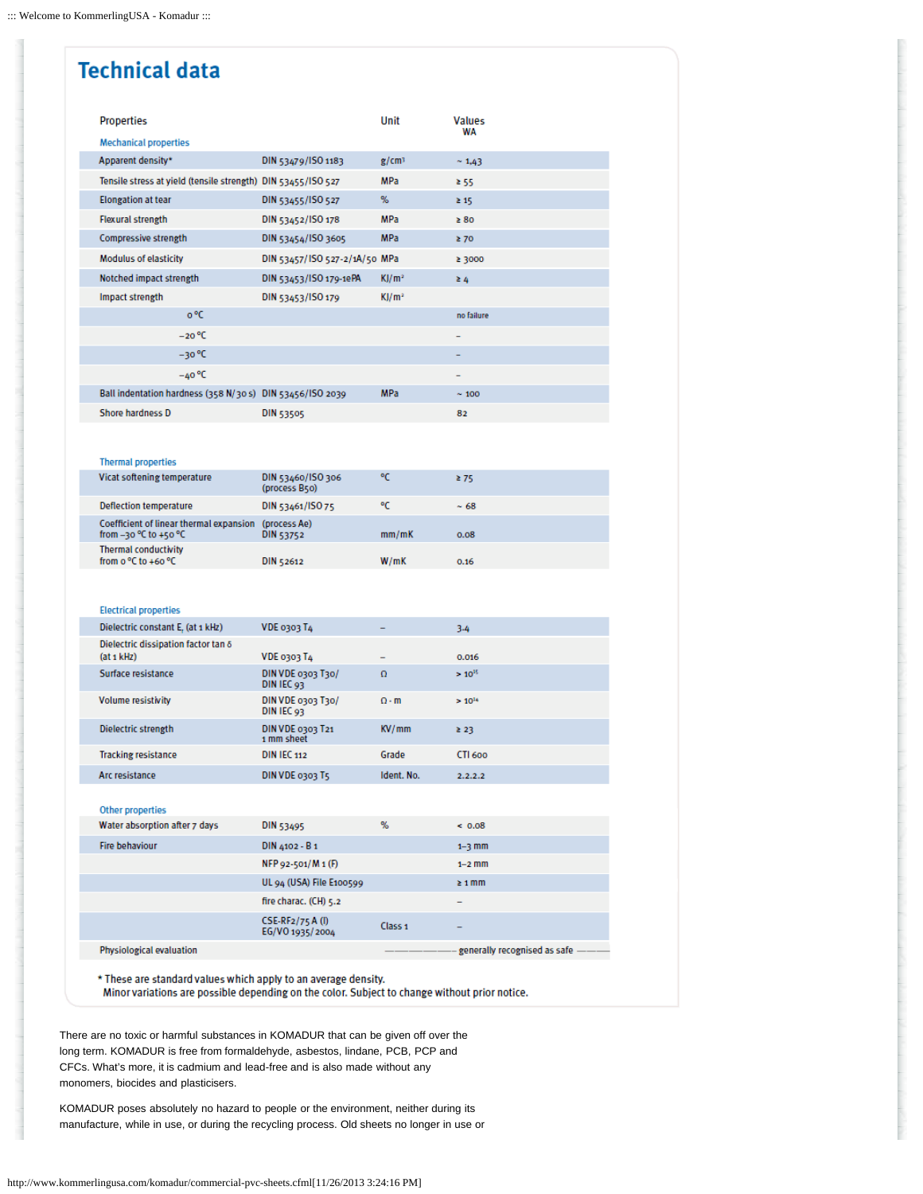## Technical data

| Properties | | Unit | Values WA |
|---|---|---|---|
| **Mechanical properties** | | | |
| Apparent density* | DIN 53479/ISO 1183 | g/cm³ | ~ 1.43 |
| Tensile stress at yield (tensile strength) | DIN 53455/ISO 527 | MPa | ≥ 55 |
| Elongation at tear | DIN 53455/ISO 527 | % | ≥ 15 |
| Flexural strength | DIN 53452/ISO 178 | MPa | ≥ 80 |
| Compressive strength | DIN 53454/ISO 3605 | MPa | ≥ 70 |
| Modulus of elasticity | DIN 53457/ISO 527-2/1A/50 | MPa | ≥ 3000 |
| Notched impact strength | DIN 53453/ISO 179-1ePA | KJ/m² | ≥ 4 |
| Impact strength | DIN 53453/ISO 179 | KJ/m² | |
| 0 °C | | | no failure |
| −20 °C | | | – |
| −30 °C | | | – |
| −40 °C | | | – |
| Ball indentation hardness (358 N/30 s) | DIN 53456/ISO 2039 | MPa | ~ 100 |
| Shore hardness D | DIN 53505 | | 82 |
| **Thermal properties** | | | |
| Vicat softening temperature | DIN 53460/ISO 306 (process B50) | °C | ≥ 75 |
| Deflection temperature | DIN 53461/ISO 75 | °C | ~ 68 |
| Coefficient of linear thermal expansion from −30 °C to +50 °C | (process Ae) DIN 53752 | mm/mK | 0.08 |
| Thermal conductivity from 0 °C to +60 °C | DIN 52612 | W/mK | 0.16 |
| **Electrical properties** | | | |
| Dielectric constant $E_r$ (at 1 kHz) | VDE 0303 T4 | – | 3.4 |
| Dielectric dissipation factor tan δ (at 1 kHz) | VDE 0303 T4 | – | 0.016 |
| Surface resistance | DIN VDE 0303 T30/ DIN IEC 93 | Ω | > $10^{15}$ |
| Volume resistivity | DIN VDE 0303 T30/ DIN IEC 93 | Ω · m | > $10^{14}$ |
| Dielectric strength | DIN VDE 0303 T21 1 mm sheet | KV/mm | ≥ 23 |
| Tracking resistance | DIN IEC 112 | Grade | CTI 600 |
| Arc resistance | DIN VDE 0303 T5 | Ident. No. | 2.2.2.2 |
| **Other properties** | | | |
| Water absorption after 7 days | DIN 53495 | % | < 0.08 |
| Fire behaviour | DIN 4102 - B 1 | | 1–3 mm |
| | NFP 92-501/M 1 (F) | | 1–2 mm |
| | UL 94 (USA) File E100599 | | ≥ 1 mm |
| | fire charac. (CH) 5.2 | | – |
| | CSE-RF2/75 A (I) EG/VO 1935/2004 | Class 1 | – |
| Physiological evaluation | | generally recognised as safe | |

\* These are standard values which apply to an average density.
Minor variations are possible depending on the color. Subject to change without prior notice.

There are no toxic or harmful substances in KOMADUR that can be given off over the long term. KOMADUR is free from formaldehyde, asbestos, lindane, PCB, PCP and CFCs. What's more, it is cadmium and lead-free and is also made without any monomers, biocides and plasticisers.

KOMADUR poses absolutely no hazard to people or the environment, neither during its manufacture, while in use, or during the recycling process. Old sheets no longer in use or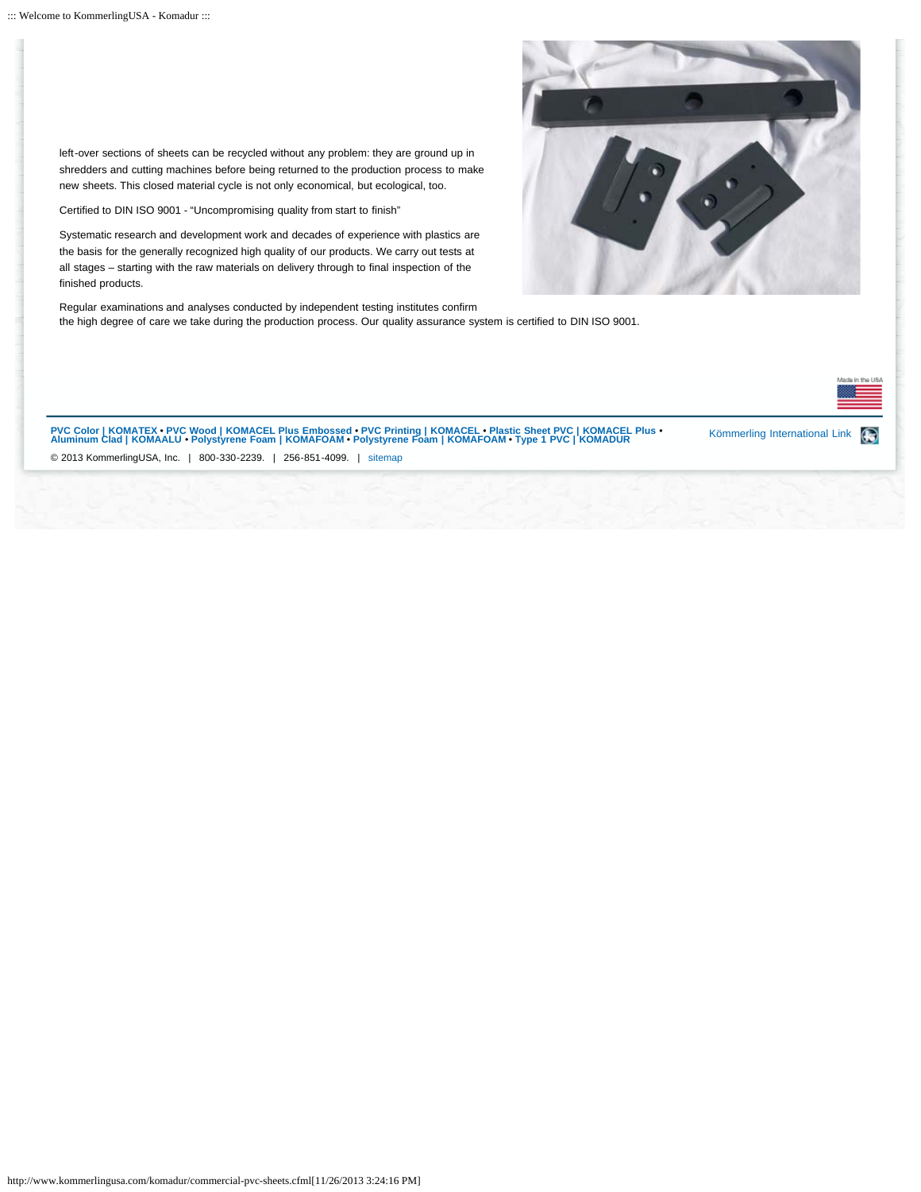left-over sections of sheets can be recycled without any problem: they are ground up in shredders and cutting machines before being returned to the production process to make new sheets. This closed material cycle is not only economical, but ecological, too.

Certified to DIN ISO 9001 - "Uncompromising quality from start to finish"

Systematic research and development work and decades of experience with plastics are the basis for the generally recognized high quality of our products. We carry out tests at all stages – starting with the raw materials on delivery through to final inspection of the finished products.

Regular examinations and analyses conducted by independent testing institutes confirm the high degree of care we take during the production process. Our quality assurance system is certified to DIN ISO 9001.

Made in the USA

**PVC Color | KOMATEX** • **PVC Wood | KOMACEL Plus Embossed** • **PVC Printing | KOMACEL** • **Plastic Sheet PVC | KOMACEL Plus** • **Aluminum Clad | KOMAALU** • **Polystyrene Foam | KOMAFOAM** • **Polystyrene Foam | KOMAFOAM** • **Type 1 PVC | KOMADUR**

Kömmerling International Link

© 2013 KommerlingUSA, Inc. | 800-330-2239. | 256-851-4099. | sitemap